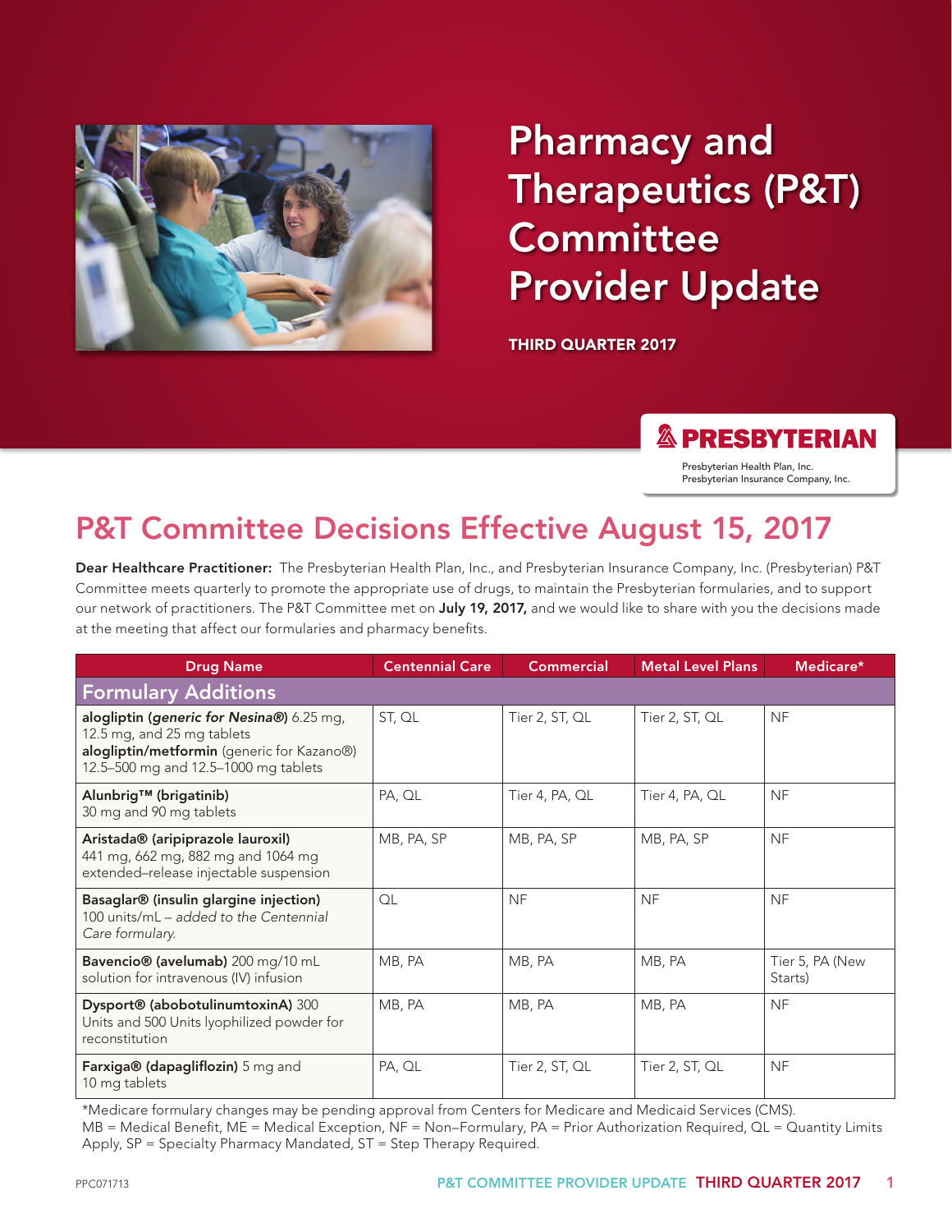# Pharmacy and Therapeutics (P&T) Committee Provider Update

**THIRD QUARTER 2017**

**PRESBYTERIAN**

Presbyterian Health Plan, Inc.
Presbyterian Insurance Company, Inc.

## P&T Committee Decisions Effective August 15, 2017

**Dear Healthcare Practitioner:** The Presbyterian Health Plan, Inc., and Presbyterian Insurance Company, Inc. (Presbyterian) P&T Committee meets quarterly to promote the appropriate use of drugs, to maintain the Presbyterian formularies, and to support our network of practitioners. The P&T Committee met on **July 19, 2017,** and we would like to share with you the decisions made at the meeting that affect our formularies and pharmacy benefits.

| Drug Name | Centennial Care | Commercial | Metal Level Plans | Medicare* |
|---|---|---|---|---|
| **Formulary Additions** | | | | |
| **alogliptin (*generic for Nesina®*)** 6.25 mg, 12.5 mg, and 25 mg tablets **alogliptin/metformin** (generic for Kazano®) 12.5–500 mg and 12.5–1000 mg tablets | ST, QL | Tier 2, ST, QL | Tier 2, ST, QL | NF |
| **Alunbrig™ (brigatinib)** 30 mg and 90 mg tablets | PA, QL | Tier 4, PA, QL | Tier 4, PA, QL | NF |
| **Aristada® (aripiprazole lauroxil)** 441 mg, 662 mg, 882 mg and 1064 mg extended–release injectable suspension | MB, PA, SP | MB, PA, SP | MB, PA, SP | NF |
| **Basaglar® (insulin glargine injection)** 100 units/mL – *added to the Centennial Care formulary.* | QL | NF | NF | NF |
| **Bavencio® (avelumab)** 200 mg/10 mL solution for intravenous (IV) infusion | MB, PA | MB, PA | MB, PA | Tier 5, PA (New Starts) |
| **Dysport® (abobotulinumtoxinA)** 300 Units and 500 Units lyophilized powder for reconstitution | MB, PA | MB, PA | MB, PA | NF |
| **Farxiga® (dapagliflozin)** 5 mg and 10 mg tablets | PA, QL | Tier 2, ST, QL | Tier 2, ST, QL | NF |

*Medicare formulary changes may be pending approval from Centers for Medicare and Medicaid Services (CMS).
MB = Medical Benefit, ME = Medical Exception, NF = Non–Formulary, PA = Prior Authorization Required, QL = Quantity Limits Apply, SP = Specialty Pharmacy Mandated, ST = Step Therapy Required.

PPC071713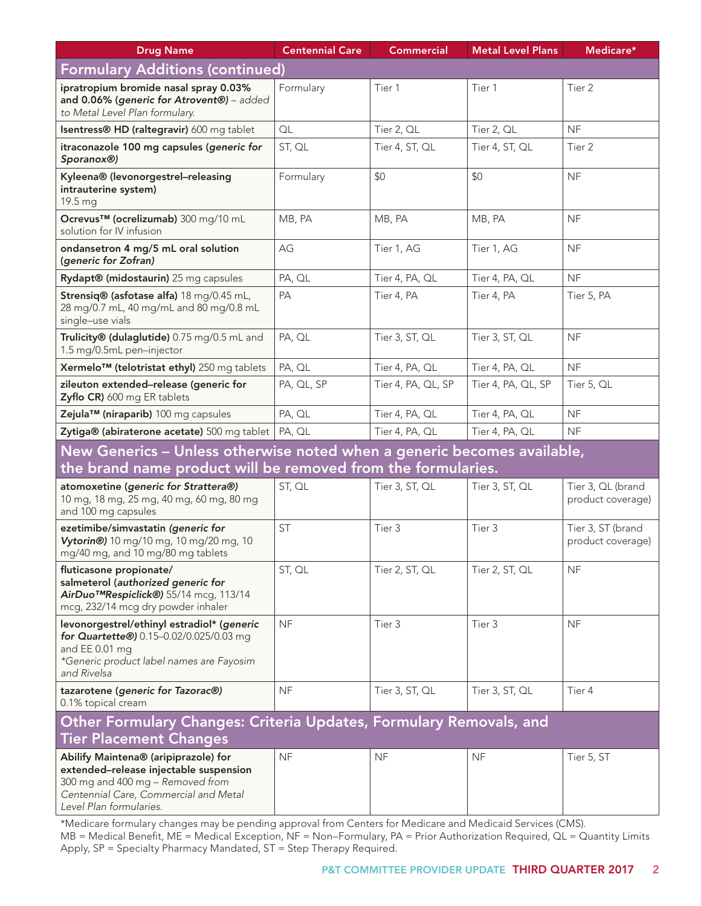| Drug Name | Centennial Care | Commercial | Metal Level Plans | Medicare* |
|---|---|---|---|---|
| **Formulary Additions (continued)** | | | | |
| **ipratropium bromide nasal spray 0.03% and 0.06% (*generic for Atrovent®*)** – *added to Metal Level Plan formulary.* | Formulary | Tier 1 | Tier 1 | Tier 2 |
| **Isentress® HD (raltegravir)** 600 mg tablet | QL | Tier 2, QL | Tier 2, QL | NF |
| **itraconazole 100 mg capsules (*generic for Sporanox®*)** | ST, QL | Tier 4, ST, QL | Tier 4, ST, QL | Tier 2 |
| **Kyleena® (levonorgestrel–releasing intrauterine system)** 19.5 mg | Formulary | $0 | $0 | NF |
| **Ocrevus™ (ocrelizumab)** 300 mg/10 mL solution for IV infusion | MB, PA | MB, PA | MB, PA | NF |
| **ondansetron 4 mg/5 mL oral solution (*generic for Zofran*)** | AG | Tier 1, AG | Tier 1, AG | NF |
| **Rydapt® (midostaurin)** 25 mg capsules | PA, QL | Tier 4, PA, QL | Tier 4, PA, QL | NF |
| **Strensiq® (asfotase alfa)** 18 mg/0.45 mL, 28 mg/0.7 mL, 40 mg/mL and 80 mg/0.8 mL single–use vials | PA | Tier 4, PA | Tier 4, PA | Tier 5, PA |
| **Trulicity® (dulaglutide)** 0.75 mg/0.5 mL and 1.5 mg/0.5mL pen–injector | PA, QL | Tier 3, ST, QL | Tier 3, ST, QL | NF |
| **Xermelo™ (telotristat ethyl)** 250 mg tablets | PA, QL | Tier 4, PA, QL | Tier 4, PA, QL | NF |
| **zileuton extended–release (generic for Zyflo CR)** 600 mg ER tablets | PA, QL, SP | Tier 4, PA, QL, SP | Tier 4, PA, QL, SP | Tier 5, QL |
| **Zejula™ (niraparib)** 100 mg capsules | PA, QL | Tier 4, PA, QL | Tier 4, PA, QL | NF |
| **Zytiga® (abiraterone acetate)** 500 mg tablet | PA, QL | Tier 4, PA, QL | Tier 4, PA, QL | NF |
| **New Generics – Unless otherwise noted when a generic becomes available, the brand name product will be removed from the formularies.** | | | | |
| **atomoxetine (*generic for Strattera®*)** 10 mg, 18 mg, 25 mg, 40 mg, 60 mg, 80 mg and 100 mg capsules | ST, QL | Tier 3, ST, QL | Tier 3, ST, QL | Tier 3, QL (brand product coverage) |
| **ezetimibe/simvastatin (*generic for Vytorin®*)** 10 mg/10 mg, 10 mg/20 mg, 10 mg/40 mg, and 10 mg/80 mg tablets | ST | Tier 3 | Tier 3 | Tier 3, ST (brand product coverage) |
| **fluticasone propionate/ salmeterol (*authorized generic for AirDuo™Respiclick®*)** 55/14 mcg, 113/14 mcg, 232/14 mcg dry powder inhaler | ST, QL | Tier 2, ST, QL | Tier 2, ST, QL | NF |
| **levonorgestrel/ethinyl estradiol* (*generic for Quartette®*)** 0.15–0.02/0.025/0.03 mg and EE 0.01 mg *\*Generic product label names are Fayosim and Rivelsa* | NF | Tier 3 | Tier 3 | NF |
| **tazarotene (*generic for Tazorac®*)** 0.1% topical cream | NF | Tier 3, ST, QL | Tier 3, ST, QL | Tier 4 |
| **Other Formulary Changes: Criteria Updates, Formulary Removals, and Tier Placement Changes** | | | | |
| **Abilify Maintena® (aripiprazole) for extended–release injectable suspension** 300 mg and 400 mg – *Removed from Centennial Care, Commercial and Metal Level Plan formularies.* | NF | NF | NF | Tier 5, ST |

*Medicare formulary changes may be pending approval from Centers for Medicare and Medicaid Services (CMS).
MB = Medical Benefit, ME = Medical Exception, NF = Non–Formulary, PA = Prior Authorization Required, QL = Quantity Limits Apply, SP = Specialty Pharmacy Mandated, ST = Step Therapy Required.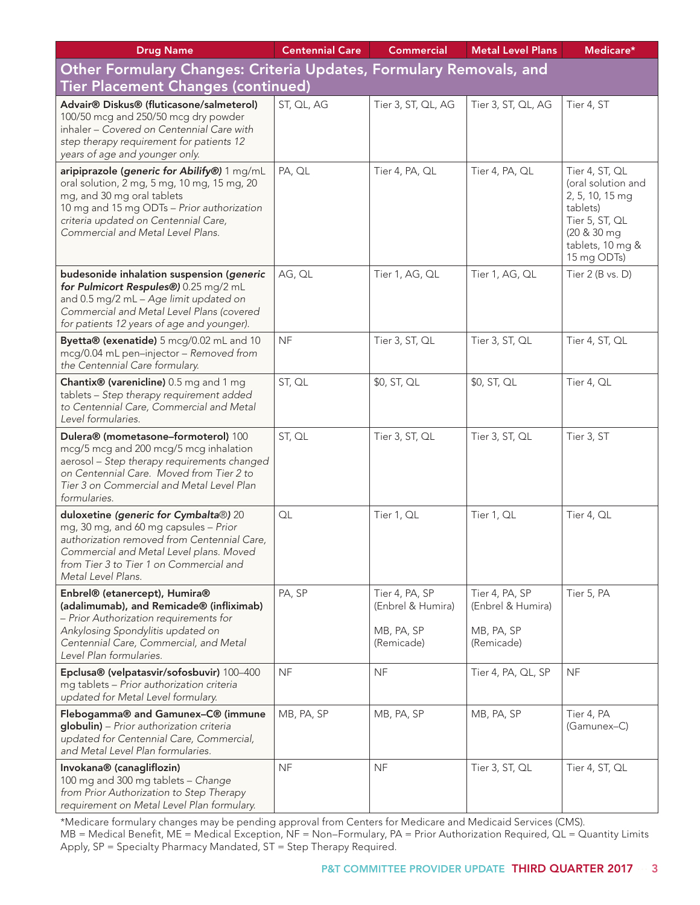| Drug Name | Centennial Care | Commercial | Metal Level Plans | Medicare* |
|---|---|---|---|---|
| **Other Formulary Changes: Criteria Updates, Formulary Removals, and Tier Placement Changes (continued)** | | | | |
| **Advair® Diskus® (fluticasone/salmeterol)** 100/50 mcg and 250/50 mcg dry powder inhaler – *Covered on Centennial Care with step therapy requirement for patients 12 years of age and younger only.* | ST, QL, AG | Tier 3, ST, QL, AG | Tier 3, ST, QL, AG | Tier 4, ST |
| **aripiprazole (*generic for Abilify®*)** 1 mg/mL oral solution, 2 mg, 5 mg, 10 mg, 15 mg, 20 mg, and 30 mg oral tablets 10 mg and 15 mg ODTs – *Prior authorization criteria updated on Centennial Care, Commercial and Metal Level Plans.* | PA, QL | Tier 4, PA, QL | Tier 4, PA, QL | Tier 4, ST, QL (oral solution and 2, 5, 10, 15 mg tablets) Tier 5, ST, QL (20 & 30 mg tablets, 10 mg & 15 mg ODTs) |
| **budesonide inhalation suspension (*generic for Pulmicort Respules®*)** 0.25 mg/2 mL and 0.5 mg/2 mL – *Age limit updated on Commercial and Metal Level Plans (covered for patients 12 years of age and younger).* | AG, QL | Tier 1, AG, QL | Tier 1, AG, QL | Tier 2 (B vs. D) |
| **Byetta® (exenatide)** 5 mcg/0.02 mL and 10 mcg/0.04 mL pen–injector – *Removed from the Centennial Care formulary.* | NF | Tier 3, ST, QL | Tier 3, ST, QL | Tier 4, ST, QL |
| **Chantix® (varenicline)** 0.5 mg and 1 mg tablets – *Step therapy requirement added to Centennial Care, Commercial and Metal Level formularies.* | ST, QL | $0, ST, QL | $0, ST, QL | Tier 4, QL |
| **Dulera® (mometasone–formoterol)** 100 mcg/5 mcg and 200 mcg/5 mcg inhalation aerosol – *Step therapy requirements changed on Centennial Care. Moved from Tier 2 to Tier 3 on Commercial and Metal Level Plan formularies.* | ST, QL | Tier 3, ST, QL | Tier 3, ST, QL | Tier 3, ST |
| **duloxetine (*generic for Cymbalta®*)** 20 mg, 30 mg, and 60 mg capsules – *Prior authorization removed from Centennial Care, Commercial and Metal Level plans. Moved from Tier 3 to Tier 1 on Commercial and Metal Level Plans.* | QL | Tier 1, QL | Tier 1, QL | Tier 4, QL |
| **Enbrel® (etanercept), Humira® (adalimumab), and Remicade® (infliximab)** – *Prior Authorization requirements for Ankylosing Spondylitis updated on Centennial Care, Commercial, and Metal Level Plan formularies.* | PA, SP | Tier 4, PA, SP (Enbrel & Humira) MB, PA, SP (Remicade) | Tier 4, PA, SP (Enbrel & Humira) MB, PA, SP (Remicade) | Tier 5, PA |
| **Epclusa® (velpatasvir/sofosbuvir)** 100–400 mg tablets – *Prior authorization criteria updated for Metal Level formulary.* | NF | NF | Tier 4, PA, QL, SP | NF |
| **Flebogamma® and Gamunex–C® (immune globulin)** – *Prior authorization criteria updated for Centennial Care, Commercial, and Metal Level Plan formularies.* | MB, PA, SP | MB, PA, SP | MB, PA, SP | Tier 4, PA (Gamunex–C) |
| **Invokana® (canagliflozin)** 100 mg and 300 mg tablets – *Change from Prior Authorization to Step Therapy requirement on Metal Level Plan formulary.* | NF | NF | Tier 3, ST, QL | Tier 4, ST, QL |

*Medicare formulary changes may be pending approval from Centers for Medicare and Medicaid Services (CMS).
MB = Medical Benefit, ME = Medical Exception, NF = Non–Formulary, PA = Prior Authorization Required, QL = Quantity Limits Apply, SP = Specialty Pharmacy Mandated, ST = Step Therapy Required.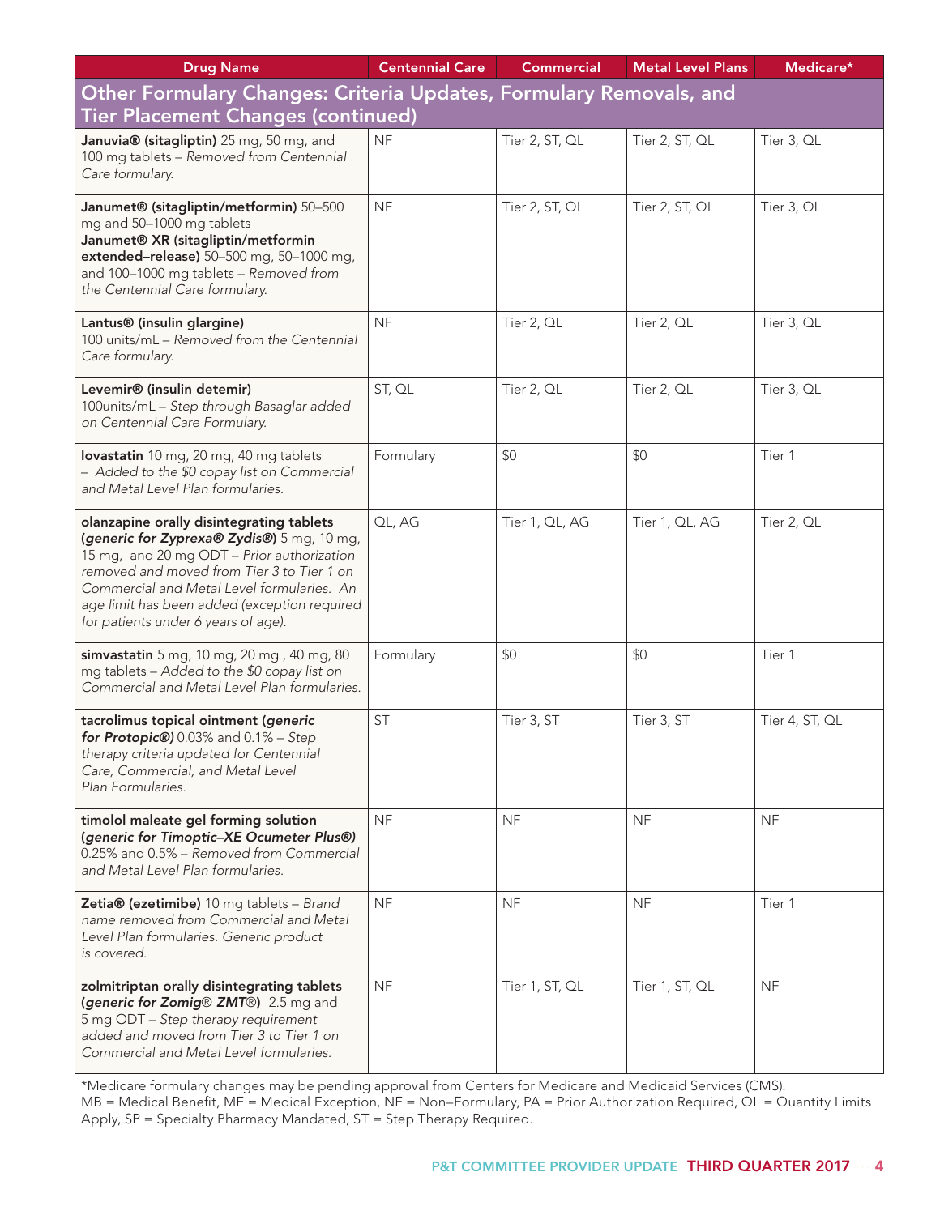| Drug Name | Centennial Care | Commercial | Metal Level Plans | Medicare* |
|---|---|---|---|---|
| **Other Formulary Changes: Criteria Updates, Formulary Removals, and Tier Placement Changes (continued)** | | | | |
| **Januvia® (sitagliptin)** 25 mg, 50 mg, and 100 mg tablets – *Removed from Centennial Care formulary.* | NF | Tier 2, ST, QL | Tier 2, ST, QL | Tier 3, QL |
| **Janumet® (sitagliptin/metformin)** 50–500 mg and 50–1000 mg tablets **Janumet® XR (sitagliptin/metformin extended–release)** 50–500 mg, 50–1000 mg, and 100–1000 mg tablets – *Removed from the Centennial Care formulary.* | NF | Tier 2, ST, QL | Tier 2, ST, QL | Tier 3, QL |
| **Lantus® (insulin glargine)** 100 units/mL – *Removed from the Centennial Care formulary.* | NF | Tier 2, QL | Tier 2, QL | Tier 3, QL |
| **Levemir® (insulin detemir)** 100units/mL – *Step through Basaglar added on Centennial Care Formulary.* | ST, QL | Tier 2, QL | Tier 2, QL | Tier 3, QL |
| **lovastatin** 10 mg, 20 mg, 40 mg tablets – *Added to the $0 copay list on Commercial and Metal Level Plan formularies.* | Formulary | $0 | $0 | Tier 1 |
| **olanzapine orally disintegrating tablets (*generic for Zyprexa® Zydis®*)** 5 mg, 10 mg, 15 mg, and 20 mg ODT – *Prior authorization removed and moved from Tier 3 to Tier 1 on Commercial and Metal Level formularies. An age limit has been added (exception required for patients under 6 years of age).* | QL, AG | Tier 1, QL, AG | Tier 1, QL, AG | Tier 2, QL |
| **simvastatin** 5 mg, 10 mg, 20 mg , 40 mg, 80 mg tablets – *Added to the $0 copay list on Commercial and Metal Level Plan formularies.* | Formulary | $0 | $0 | Tier 1 |
| **tacrolimus topical ointment (*generic for Protopic®*)** 0.03% and 0.1% – *Step therapy criteria updated for Centennial Care, Commercial, and Metal Level Plan Formularies.* | ST | Tier 3, ST | Tier 3, ST | Tier 4, ST, QL |
| **timolol maleate gel forming solution (*generic for Timoptic–XE Ocumeter Plus®*)** 0.25% and 0.5% – *Removed from Commercial and Metal Level Plan formularies.* | NF | NF | NF | NF |
| **Zetia® (ezetimibe)** 10 mg tablets – *Brand name removed from Commercial and Metal Level Plan formularies. Generic product is covered.* | NF | NF | NF | Tier 1 |
| **zolmitriptan orally disintegrating tablets (*generic for Zomig® ZMT®*)** 2.5 mg and 5 mg ODT – *Step therapy requirement added and moved from Tier 3 to Tier 1 on Commercial and Metal Level formularies.* | NF | Tier 1, ST, QL | Tier 1, ST, QL | NF |

*Medicare formulary changes may be pending approval from Centers for Medicare and Medicaid Services (CMS).
MB = Medical Benefit, ME = Medical Exception, NF = Non–Formulary, PA = Prior Authorization Required, QL = Quantity Limits Apply, SP = Specialty Pharmacy Mandated, ST = Step Therapy Required.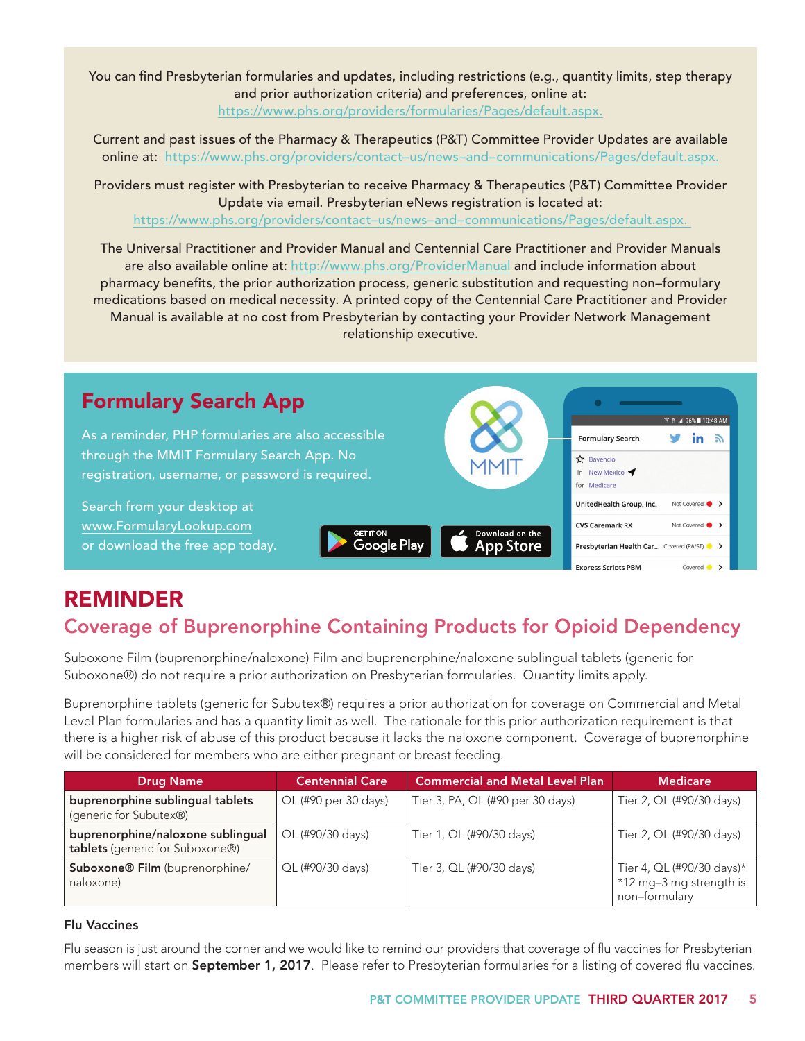You can find Presbyterian formularies and updates, including restrictions (e.g., quantity limits, step therapy and prior authorization criteria) and preferences, online at: https://www.phs.org/providers/formularies/Pages/default.aspx.

Current and past issues of the Pharmacy & Therapeutics (P&T) Committee Provider Updates are available online at: https://www.phs.org/providers/contact–us/news–and–communications/Pages/default.aspx.

Providers must register with Presbyterian to receive Pharmacy & Therapeutics (P&T) Committee Provider Update via email. Presbyterian eNews registration is located at: https://www.phs.org/providers/contact–us/news–and–communications/Pages/default.aspx.

The Universal Practitioner and Provider Manual and Centennial Care Practitioner and Provider Manuals are also available online at: http://www.phs.org/ProviderManual and include information about pharmacy benefits, the prior authorization process, generic substitution and requesting non–formulary medications based on medical necessity. A printed copy of the Centennial Care Practitioner and Provider Manual is available at no cost from Presbyterian by contacting your Provider Network Management relationship executive.

## Formulary Search App

As a reminder, PHP formularies are also accessible through the MMIT Formulary Search App. No registration, username, or password is required.

Search from your desktop at www.FormularyLookup.com or download the free app today.

# REMINDER

## Coverage of Buprenorphine Containing Products for Opioid Dependency

Suboxone Film (buprenorphine/naloxone) Film and buprenorphine/naloxone sublingual tablets (generic for Suboxone®) do not require a prior authorization on Presbyterian formularies. Quantity limits apply.

Buprenorphine tablets (generic for Subutex®) requires a prior authorization for coverage on Commercial and Metal Level Plan formularies and has a quantity limit as well. The rationale for this prior authorization requirement is that there is a higher risk of abuse of this product because it lacks the naloxone component. Coverage of buprenorphine will be considered for members who are either pregnant or breast feeding.

| Drug Name | Centennial Care | Commercial and Metal Level Plan | Medicare |
|---|---|---|---|
| **buprenorphine sublingual tablets** (generic for Subutex®) | QL (#90 per 30 days) | Tier 3, PA, QL (#90 per 30 days) | Tier 2, QL (#90/30 days) |
| **buprenorphine/naloxone sublingual tablets** (generic for Suboxone®) | QL (#90/30 days) | Tier 1, QL (#90/30 days) | Tier 2, QL (#90/30 days) |
| **Suboxone® Film** (buprenorphine/naloxone) | QL (#90/30 days) | Tier 3, QL (#90/30 days) | Tier 4, QL (#90/30 days)* *12 mg–3 mg strength is non–formulary |

### Flu Vaccines

Flu season is just around the corner and we would like to remind our providers that coverage of flu vaccines for Presbyterian members will start on **September 1, 2017**. Please refer to Presbyterian formularies for a listing of covered flu vaccines.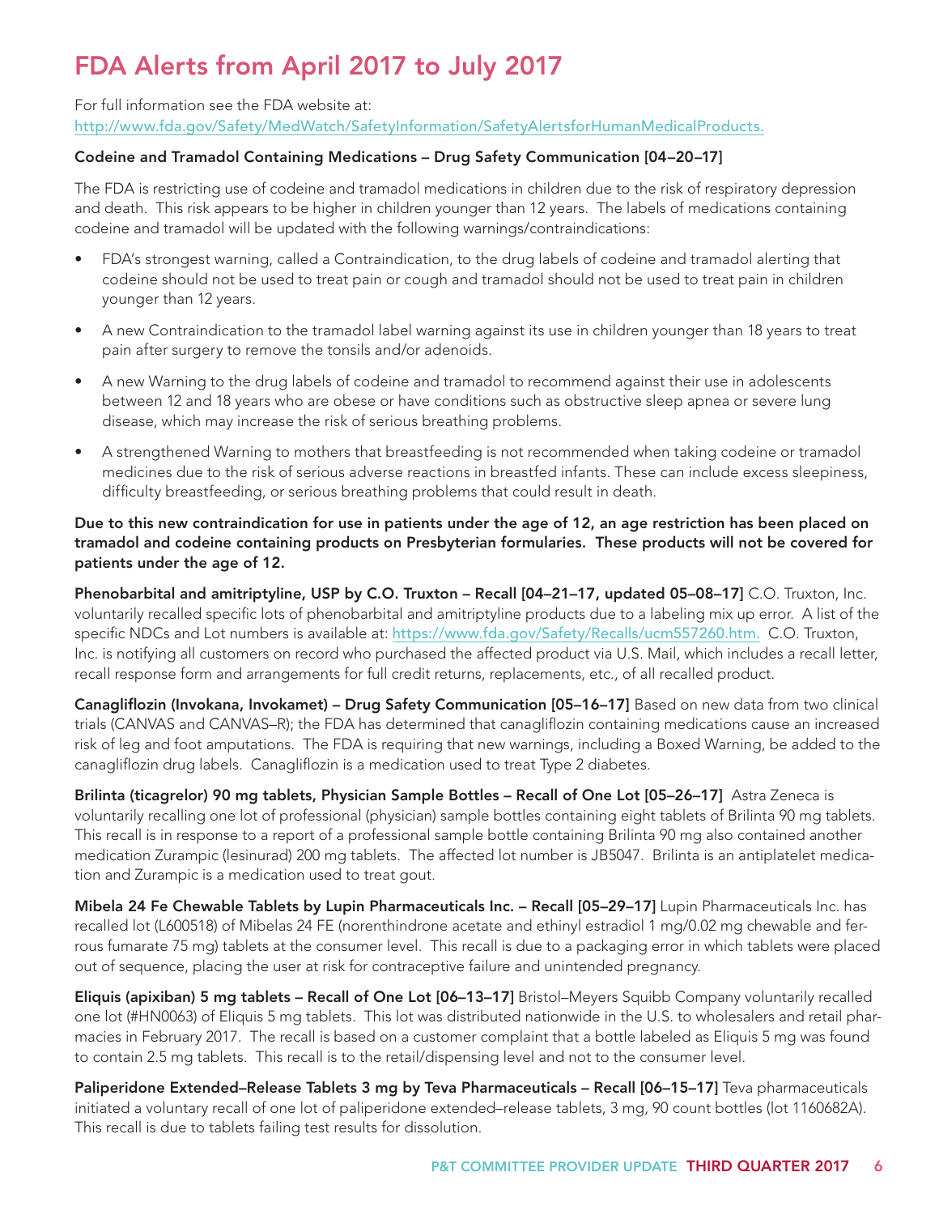# FDA Alerts from April 2017 to July 2017

For full information see the FDA website at:
http://www.fda.gov/Safety/MedWatch/SafetyInformation/SafetyAlertsforHumanMedicalProducts.

**Codeine and Tramadol Containing Medications – Drug Safety Communication [04–20–17]**

The FDA is restricting use of codeine and tramadol medications in children due to the risk of respiratory depression and death. This risk appears to be higher in children younger than 12 years. The labels of medications containing codeine and tramadol will be updated with the following warnings/contraindications:

- FDA's strongest warning, called a Contraindication, to the drug labels of codeine and tramadol alerting that codeine should not be used to treat pain or cough and tramadol should not be used to treat pain in children younger than 12 years.
- A new Contraindication to the tramadol label warning against its use in children younger than 18 years to treat pain after surgery to remove the tonsils and/or adenoids.
- A new Warning to the drug labels of codeine and tramadol to recommend against their use in adolescents between 12 and 18 years who are obese or have conditions such as obstructive sleep apnea or severe lung disease, which may increase the risk of serious breathing problems.
- A strengthened Warning to mothers that breastfeeding is not recommended when taking codeine or tramadol medicines due to the risk of serious adverse reactions in breastfed infants. These can include excess sleepiness, difficulty breastfeeding, or serious breathing problems that could result in death.

**Due to this new contraindication for use in patients under the age of 12, an age restriction has been placed on tramadol and codeine containing products on Presbyterian formularies. These products will not be covered for patients under the age of 12.**

**Phenobarbital and amitriptyline, USP by C.O. Truxton – Recall [04–21–17, updated 05–08–17]** C.O. Truxton, Inc. voluntarily recalled specific lots of phenobarbital and amitriptyline products due to a labeling mix up error. A list of the specific NDCs and Lot numbers is available at: https://www.fda.gov/Safety/Recalls/ucm557260.htm. C.O. Truxton, Inc. is notifying all customers on record who purchased the affected product via U.S. Mail, which includes a recall letter, recall response form and arrangements for full credit returns, replacements, etc., of all recalled product.

**Canagliflozin (Invokana, Invokamet) – Drug Safety Communication [05–16–17]** Based on new data from two clinical trials (CANVAS and CANVAS–R); the FDA has determined that canagliflozin containing medications cause an increased risk of leg and foot amputations. The FDA is requiring that new warnings, including a Boxed Warning, be added to the canagliflozin drug labels. Canagliflozin is a medication used to treat Type 2 diabetes.

**Brilinta (ticagrelor) 90 mg tablets, Physician Sample Bottles – Recall of One Lot [05–26–17]** Astra Zeneca is voluntarily recalling one lot of professional (physician) sample bottles containing eight tablets of Brilinta 90 mg tablets. This recall is in response to a report of a professional sample bottle containing Brilinta 90 mg also contained another medication Zurampic (lesinurad) 200 mg tablets. The affected lot number is JB5047. Brilinta is an antiplatelet medication and Zurampic is a medication used to treat gout.

**Mibela 24 Fe Chewable Tablets by Lupin Pharmaceuticals Inc. – Recall [05–29–17]** Lupin Pharmaceuticals Inc. has recalled lot (L600518) of Mibelas 24 FE (norenthindrone acetate and ethinyl estradiol 1 mg/0.02 mg chewable and ferrous fumarate 75 mg) tablets at the consumer level. This recall is due to a packaging error in which tablets were placed out of sequence, placing the user at risk for contraceptive failure and unintended pregnancy.

**Eliquis (apixiban) 5 mg tablets – Recall of One Lot [06–13–17]** Bristol–Meyers Squibb Company voluntarily recalled one lot (#HN0063) of Eliquis 5 mg tablets. This lot was distributed nationwide in the U.S. to wholesalers and retail pharmacies in February 2017. The recall is based on a customer complaint that a bottle labeled as Eliquis 5 mg was found to contain 2.5 mg tablets. This recall is to the retail/dispensing level and not to the consumer level.

**Paliperidone Extended–Release Tablets 3 mg by Teva Pharmaceuticals – Recall [06–15–17]** Teva pharmaceuticals initiated a voluntary recall of one lot of paliperidone extended–release tablets, 3 mg, 90 count bottles (lot 1160682A). This recall is due to tablets failing test results for dissolution.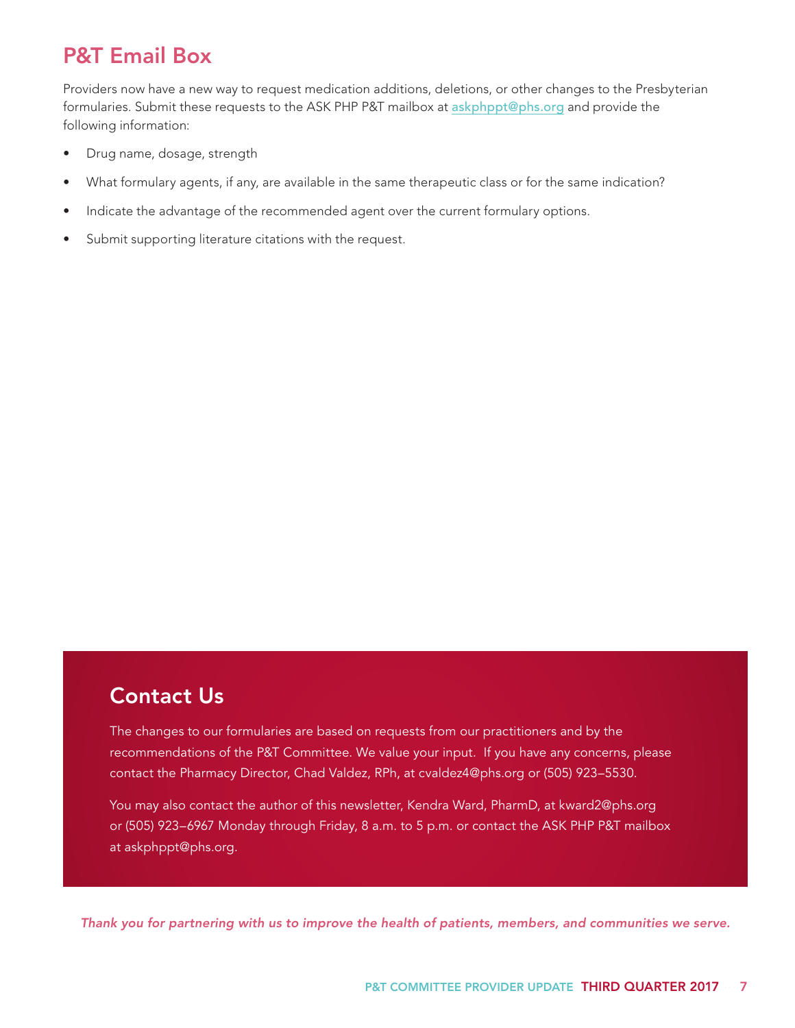## P&T Email Box

Providers now have a new way to request medication additions, deletions, or other changes to the Presbyterian formularies. Submit these requests to the ASK PHP P&T mailbox at askphppt@phs.org and provide the following information:

- Drug name, dosage, strength
- What formulary agents, if any, are available in the same therapeutic class or for the same indication?
- Indicate the advantage of the recommended agent over the current formulary options.
- Submit supporting literature citations with the request.

## Contact Us

The changes to our formularies are based on requests from our practitioners and by the recommendations of the P&T Committee. We value your input. If you have any concerns, please contact the Pharmacy Director, Chad Valdez, RPh, at cvaldez4@phs.org or (505) 923–5530.

You may also contact the author of this newsletter, Kendra Ward, PharmD, at kward2@phs.org or (505) 923–6967 Monday through Friday, 8 a.m. to 5 p.m. or contact the ASK PHP P&T mailbox at askphppt@phs.org.

*Thank you for partnering with us to improve the health of patients, members, and communities we serve.*